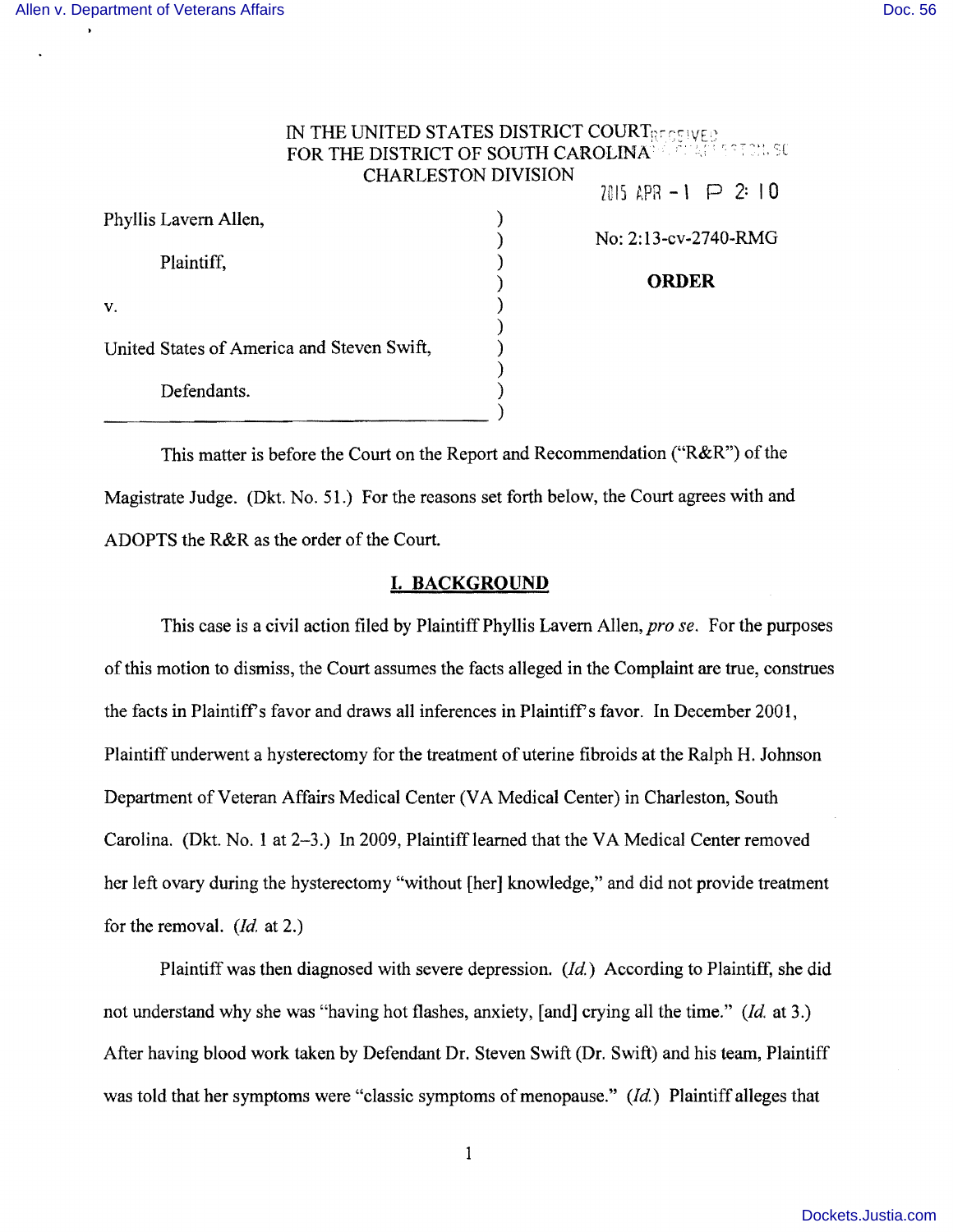IN THE UNITED STATES DISTRICT COURT
FOR THE DISTRICT OF SOUTH CAROLINA
CHARLESTON DIVISION

2015 APR -1 P 2:10

Phyllis Lavern Allen,

Plaintiff,

v.

United States of America and Steven Swift,

Defendants.

No: 2:13-cv-2740-RMG

**ORDER**

This matter is before the Court on the Report and Recommendation ("R&R") of the Magistrate Judge. (Dkt. No. 51.) For the reasons set forth below, the Court agrees with and ADOPTS the R&R as the order of the Court.

## I. BACKGROUND

This case is a civil action filed by Plaintiff Phyllis Lavern Allen, *pro se*. For the purposes of this motion to dismiss, the Court assumes the facts alleged in the Complaint are true, construes the facts in Plaintiff's favor and draws all inferences in Plaintiff's favor. In December 2001, Plaintiff underwent a hysterectomy for the treatment of uterine fibroids at the Ralph H. Johnson Department of Veteran Affairs Medical Center (VA Medical Center) in Charleston, South Carolina. (Dkt. No. 1 at 2–3.) In 2009, Plaintiff learned that the VA Medical Center removed her left ovary during the hysterectomy "without [her] knowledge," and did not provide treatment for the removal. (*Id.* at 2.)

Plaintiff was then diagnosed with severe depression. (*Id.*) According to Plaintiff, she did not understand why she was "having hot flashes, anxiety, [and] crying all the time." (*Id.* at 3.) After having blood work taken by Defendant Dr. Steven Swift (Dr. Swift) and his team, Plaintiff was told that her symptoms were "classic symptoms of menopause." (*Id.*) Plaintiff alleges that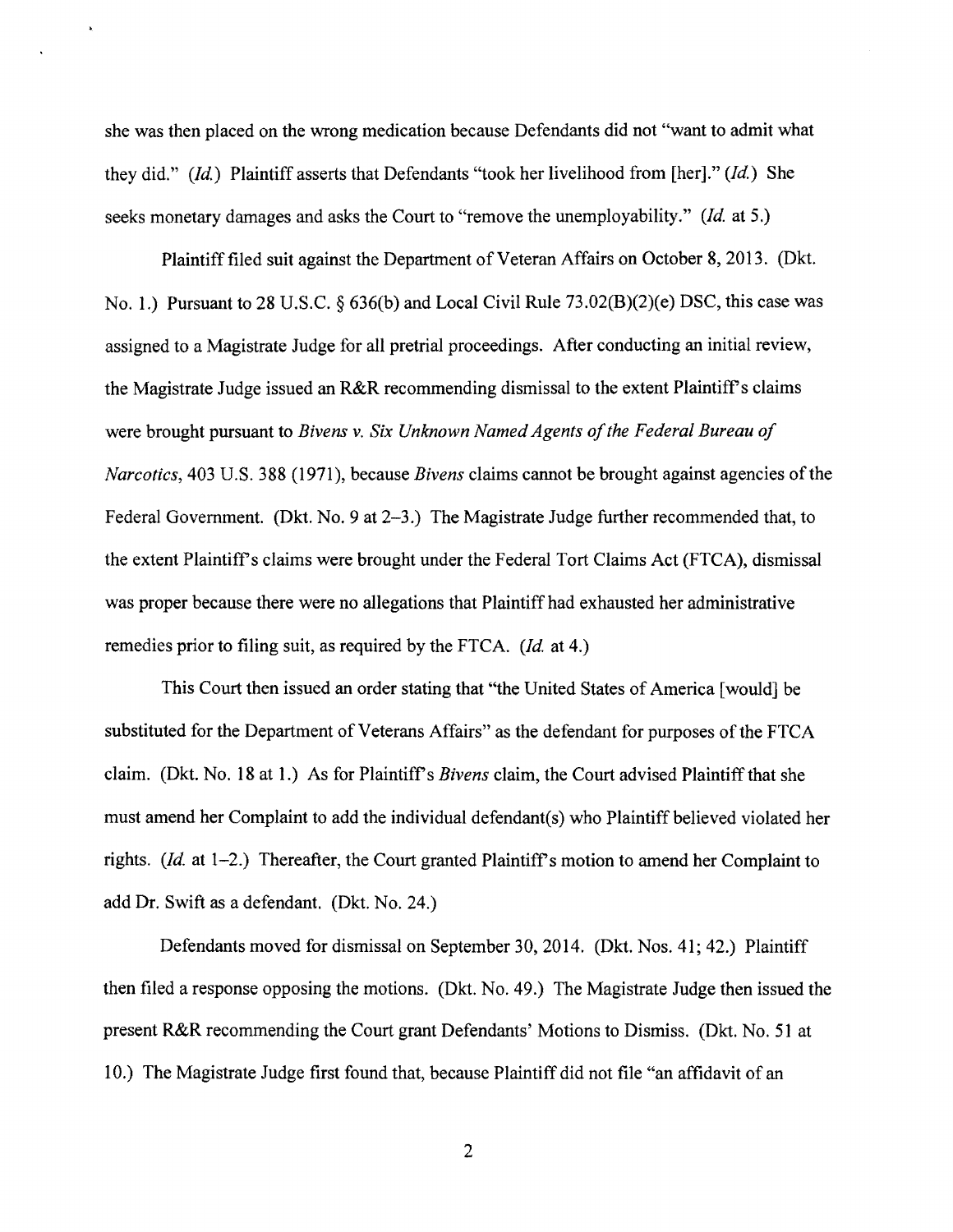she was then placed on the wrong medication because Defendants did not "want to admit what they did." (*Id.*) Plaintiff asserts that Defendants "took her livelihood from [her]." (*Id.*) She seeks monetary damages and asks the Court to "remove the unemployability." (*Id.* at 5.)

Plaintiff filed suit against the Department of Veteran Affairs on October 8, 2013. (Dkt. No. 1.) Pursuant to 28 U.S.C. § 636(b) and Local Civil Rule 73.02(B)(2)(e) DSC, this case was assigned to a Magistrate Judge for all pretrial proceedings. After conducting an initial review, the Magistrate Judge issued an R&R recommending dismissal to the extent Plaintiff's claims were brought pursuant to *Bivens v. Six Unknown Named Agents of the Federal Bureau of Narcotics*, 403 U.S. 388 (1971), because *Bivens* claims cannot be brought against agencies of the Federal Government. (Dkt. No. 9 at 2–3.) The Magistrate Judge further recommended that, to the extent Plaintiff's claims were brought under the Federal Tort Claims Act (FTCA), dismissal was proper because there were no allegations that Plaintiff had exhausted her administrative remedies prior to filing suit, as required by the FTCA. (*Id.* at 4.)

This Court then issued an order stating that "the United States of America [would] be substituted for the Department of Veterans Affairs" as the defendant for purposes of the FTCA claim. (Dkt. No. 18 at 1.) As for Plaintiff's *Bivens* claim, the Court advised Plaintiff that she must amend her Complaint to add the individual defendant(s) who Plaintiff believed violated her rights. (*Id.* at 1–2.) Thereafter, the Court granted Plaintiff's motion to amend her Complaint to add Dr. Swift as a defendant. (Dkt. No. 24.)

Defendants moved for dismissal on September 30, 2014. (Dkt. Nos. 41; 42.) Plaintiff then filed a response opposing the motions. (Dkt. No. 49.) The Magistrate Judge then issued the present R&R recommending the Court grant Defendants' Motions to Dismiss. (Dkt. No. 51 at 10.) The Magistrate Judge first found that, because Plaintiff did not file "an affidavit of an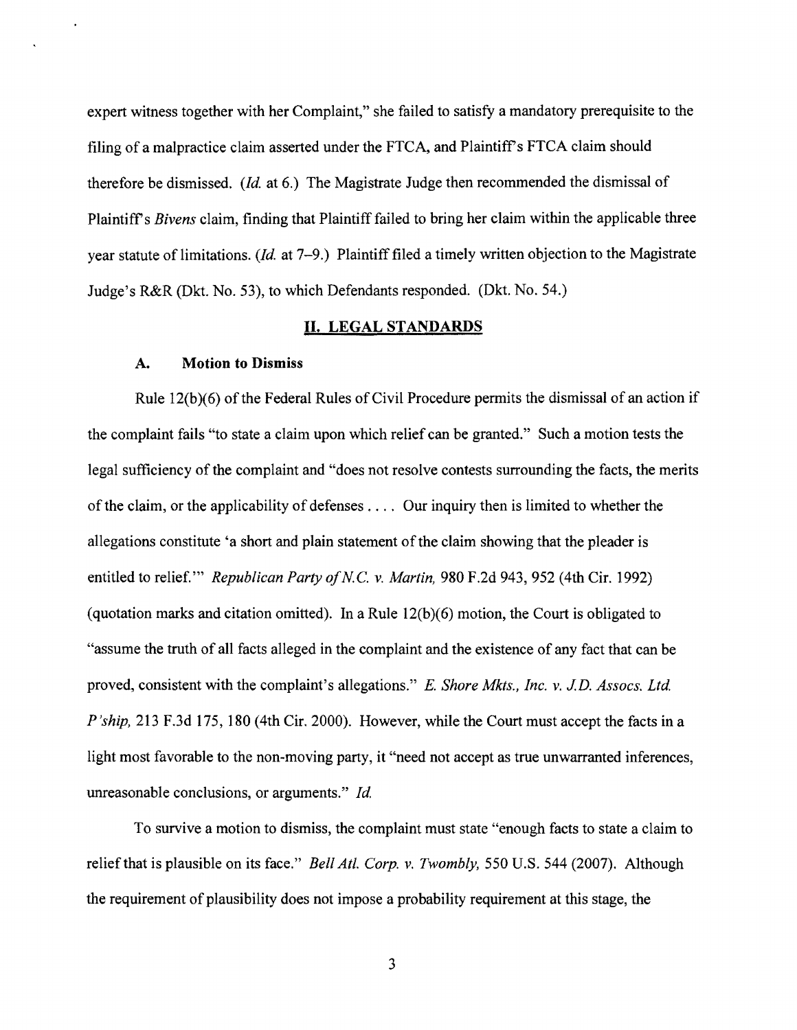expert witness together with her Complaint," she failed to satisfy a mandatory prerequisite to the filing of a malpractice claim asserted under the FTCA, and Plaintiff's FTCA claim should therefore be dismissed. (*Id.* at 6.) The Magistrate Judge then recommended the dismissal of Plaintiff's *Bivens* claim, finding that Plaintiff failed to bring her claim within the applicable three year statute of limitations. (*Id.* at 7–9.) Plaintiff filed a timely written objection to the Magistrate Judge's R&R (Dkt. No. 53), to which Defendants responded. (Dkt. No. 54.)

## II. LEGAL STANDARDS

### A. Motion to Dismiss

Rule 12(b)(6) of the Federal Rules of Civil Procedure permits the dismissal of an action if the complaint fails "to state a claim upon which relief can be granted." Such a motion tests the legal sufficiency of the complaint and "does not resolve contests surrounding the facts, the merits of the claim, or the applicability of defenses . . . . Our inquiry then is limited to whether the allegations constitute 'a short and plain statement of the claim showing that the pleader is entitled to relief.'" *Republican Party of N.C. v. Martin,* 980 F.2d 943, 952 (4th Cir. 1992) (quotation marks and citation omitted). In a Rule 12(b)(6) motion, the Court is obligated to "assume the truth of all facts alleged in the complaint and the existence of any fact that can be proved, consistent with the complaint's allegations." *E. Shore Mkts., Inc. v. J.D. Assocs. Ltd. P'ship,* 213 F.3d 175, 180 (4th Cir. 2000). However, while the Court must accept the facts in a light most favorable to the non-moving party, it "need not accept as true unwarranted inferences, unreasonable conclusions, or arguments." *Id.*

To survive a motion to dismiss, the complaint must state "enough facts to state a claim to relief that is plausible on its face." *Bell Atl. Corp. v. Twombly,* 550 U.S. 544 (2007). Although the requirement of plausibility does not impose a probability requirement at this stage, the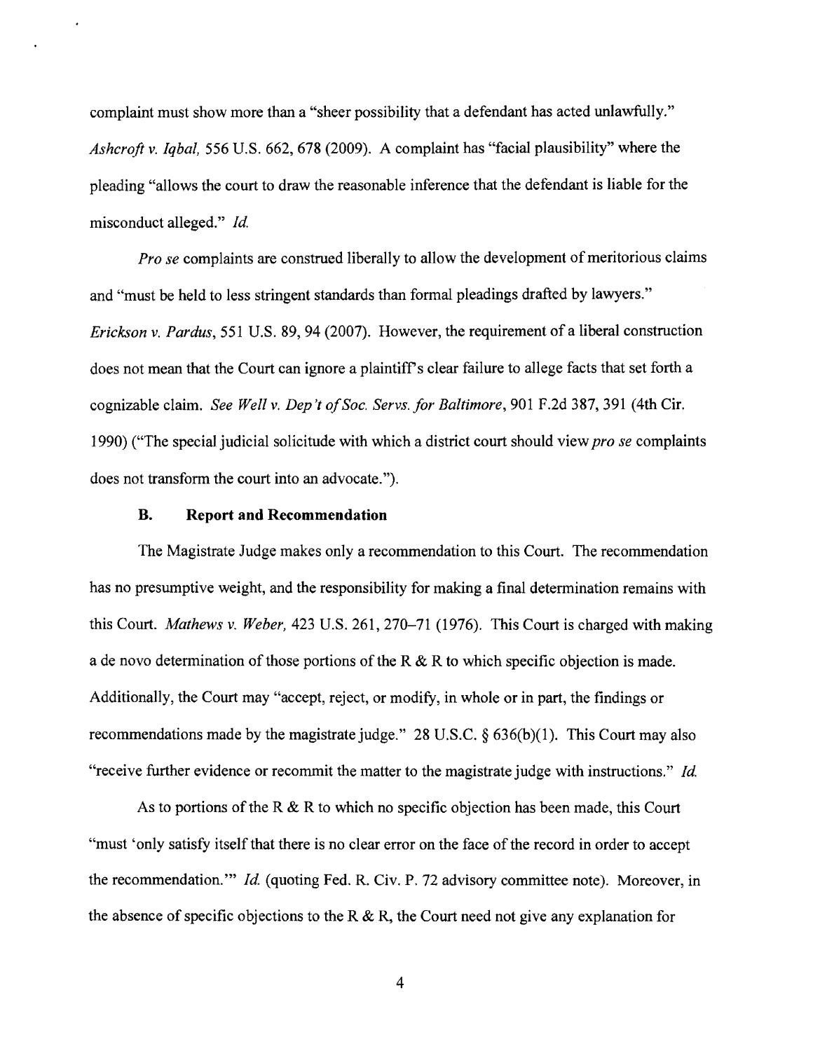complaint must show more than a "sheer possibility that a defendant has acted unlawfully." *Ashcroft v. Iqbal,* 556 U.S. 662, 678 (2009). A complaint has "facial plausibility" where the pleading "allows the court to draw the reasonable inference that the defendant is liable for the misconduct alleged." *Id.*

*Pro se* complaints are construed liberally to allow the development of meritorious claims and "must be held to less stringent standards than formal pleadings drafted by lawyers." *Erickson v. Pardus*, 551 U.S. 89, 94 (2007). However, the requirement of a liberal construction does not mean that the Court can ignore a plaintiff's clear failure to allege facts that set forth a cognizable claim. *See Well v. Dep't of Soc. Servs. for Baltimore*, 901 F.2d 387, 391 (4th Cir. 1990) ("The special judicial solicitude with which a district court should view *pro se* complaints does not transform the court into an advocate.").

### B. Report and Recommendation

The Magistrate Judge makes only a recommendation to this Court. The recommendation has no presumptive weight, and the responsibility for making a final determination remains with this Court. *Mathews v. Weber,* 423 U.S. 261, 270–71 (1976). This Court is charged with making a de novo determination of those portions of the R & R to which specific objection is made. Additionally, the Court may "accept, reject, or modify, in whole or in part, the findings or recommendations made by the magistrate judge." 28 U.S.C. § 636(b)(1). This Court may also "receive further evidence or recommit the matter to the magistrate judge with instructions." *Id.*

As to portions of the R & R to which no specific objection has been made, this Court "must 'only satisfy itself that there is no clear error on the face of the record in order to accept the recommendation.'" *Id.* (quoting Fed. R. Civ. P. 72 advisory committee note). Moreover, in the absence of specific objections to the R & R, the Court need not give any explanation for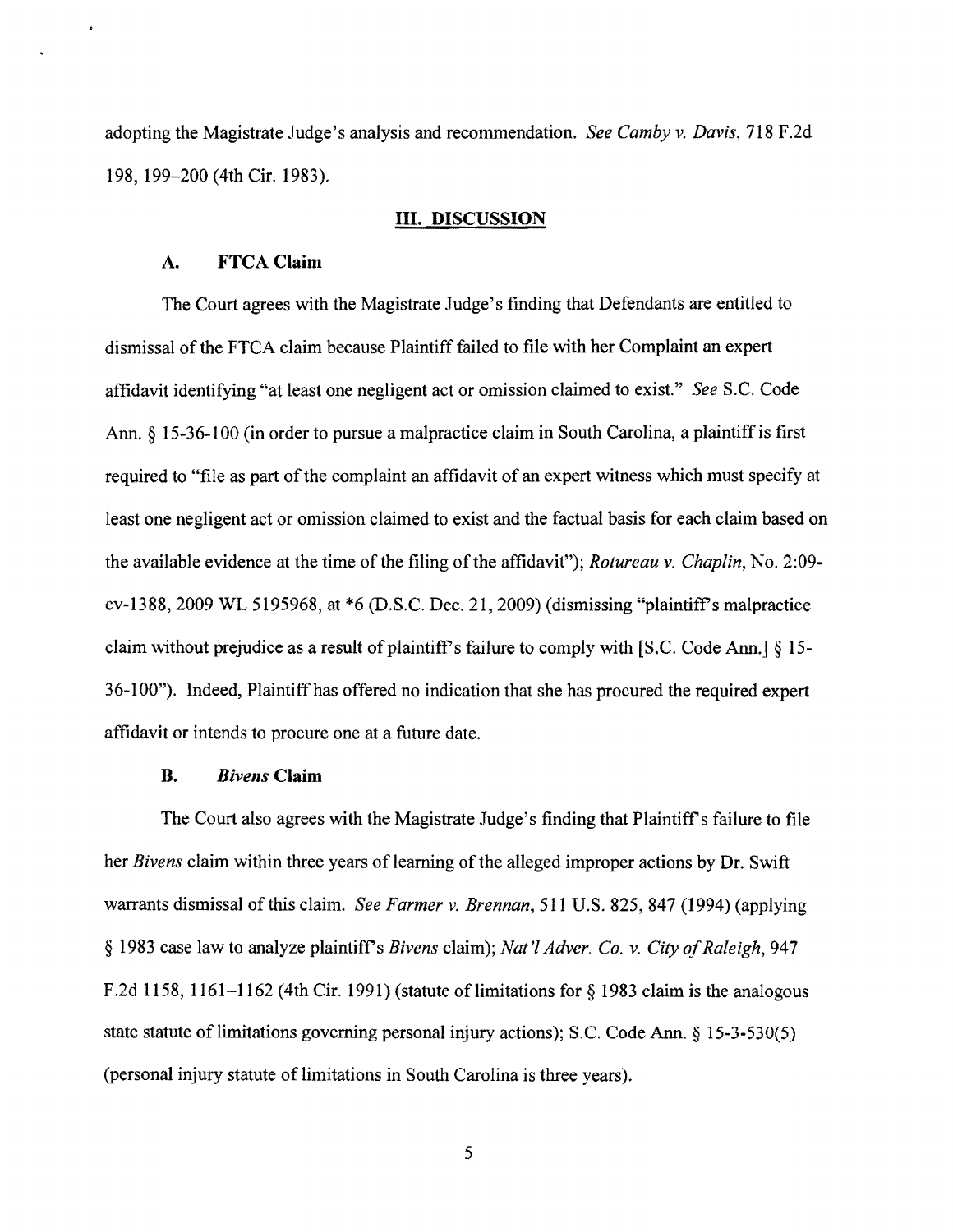adopting the Magistrate Judge's analysis and recommendation. *See Camby v. Davis*, 718 F.2d 198, 199–200 (4th Cir. 1983).

## III. DISCUSSION

### A. FTCA Claim

The Court agrees with the Magistrate Judge's finding that Defendants are entitled to dismissal of the FTCA claim because Plaintiff failed to file with her Complaint an expert affidavit identifying "at least one negligent act or omission claimed to exist." *See* S.C. Code Ann. § 15-36-100 (in order to pursue a malpractice claim in South Carolina, a plaintiff is first required to "file as part of the complaint an affidavit of an expert witness which must specify at least one negligent act or omission claimed to exist and the factual basis for each claim based on the available evidence at the time of the filing of the affidavit"); *Rotureau v. Chaplin*, No. 2:09-cv-1388, 2009 WL 5195968, at *6 (D.S.C. Dec. 21, 2009) (dismissing "plaintiff's malpractice claim without prejudice as a result of plaintiff's failure to comply with [S.C. Code Ann.] § 15-36-100"). Indeed, Plaintiff has offered no indication that she has procured the required expert affidavit or intends to procure one at a future date.

### B. *Bivens* Claim

The Court also agrees with the Magistrate Judge's finding that Plaintiff's failure to file her *Bivens* claim within three years of learning of the alleged improper actions by Dr. Swift warrants dismissal of this claim. *See Farmer v. Brennan*, 511 U.S. 825, 847 (1994) (applying § 1983 case law to analyze plaintiff's *Bivens* claim); *Nat'l Adver. Co. v. City of Raleigh*, 947 F.2d 1158, 1161–1162 (4th Cir. 1991) (statute of limitations for § 1983 claim is the analogous state statute of limitations governing personal injury actions); S.C. Code Ann. § 15-3-530(5) (personal injury statute of limitations in South Carolina is three years).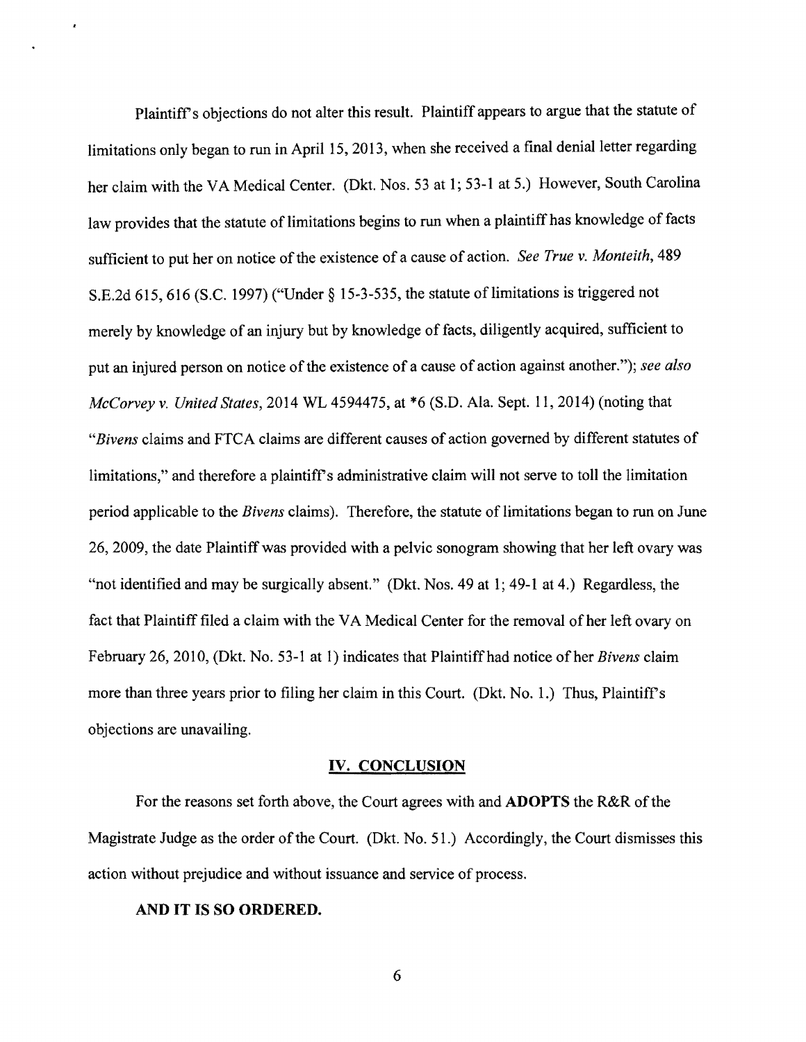Plaintiff's objections do not alter this result. Plaintiff appears to argue that the statute of limitations only began to run in April 15, 2013, when she received a final denial letter regarding her claim with the VA Medical Center. (Dkt. Nos. 53 at 1; 53-1 at 5.) However, South Carolina law provides that the statute of limitations begins to run when a plaintiff has knowledge of facts sufficient to put her on notice of the existence of a cause of action. *See True v. Monteith*, 489 S.E.2d 615, 616 (S.C. 1997) ("Under § 15-3-535, the statute of limitations is triggered not merely by knowledge of an injury but by knowledge of facts, diligently acquired, sufficient to put an injured person on notice of the existence of a cause of action against another."); *see also McCorvey v. United States*, 2014 WL 4594475, at *6 (S.D. Ala. Sept. 11, 2014) (noting that "*Bivens* claims and FTCA claims are different causes of action governed by different statutes of limitations," and therefore a plaintiff's administrative claim will not serve to toll the limitation period applicable to the *Bivens* claims). Therefore, the statute of limitations began to run on June 26, 2009, the date Plaintiff was provided with a pelvic sonogram showing that her left ovary was "not identified and may be surgically absent." (Dkt. Nos. 49 at 1; 49-1 at 4.) Regardless, the fact that Plaintiff filed a claim with the VA Medical Center for the removal of her left ovary on February 26, 2010, (Dkt. No. 53-1 at 1) indicates that Plaintiff had notice of her *Bivens* claim more than three years prior to filing her claim in this Court. (Dkt. No. 1.) Thus, Plaintiff's objections are unavailing.

## IV. CONCLUSION

For the reasons set forth above, the Court agrees with and **ADOPTS** the R&R of the Magistrate Judge as the order of the Court. (Dkt. No. 51.) Accordingly, the Court dismisses this action without prejudice and without issuance and service of process.

**AND IT IS SO ORDERED.**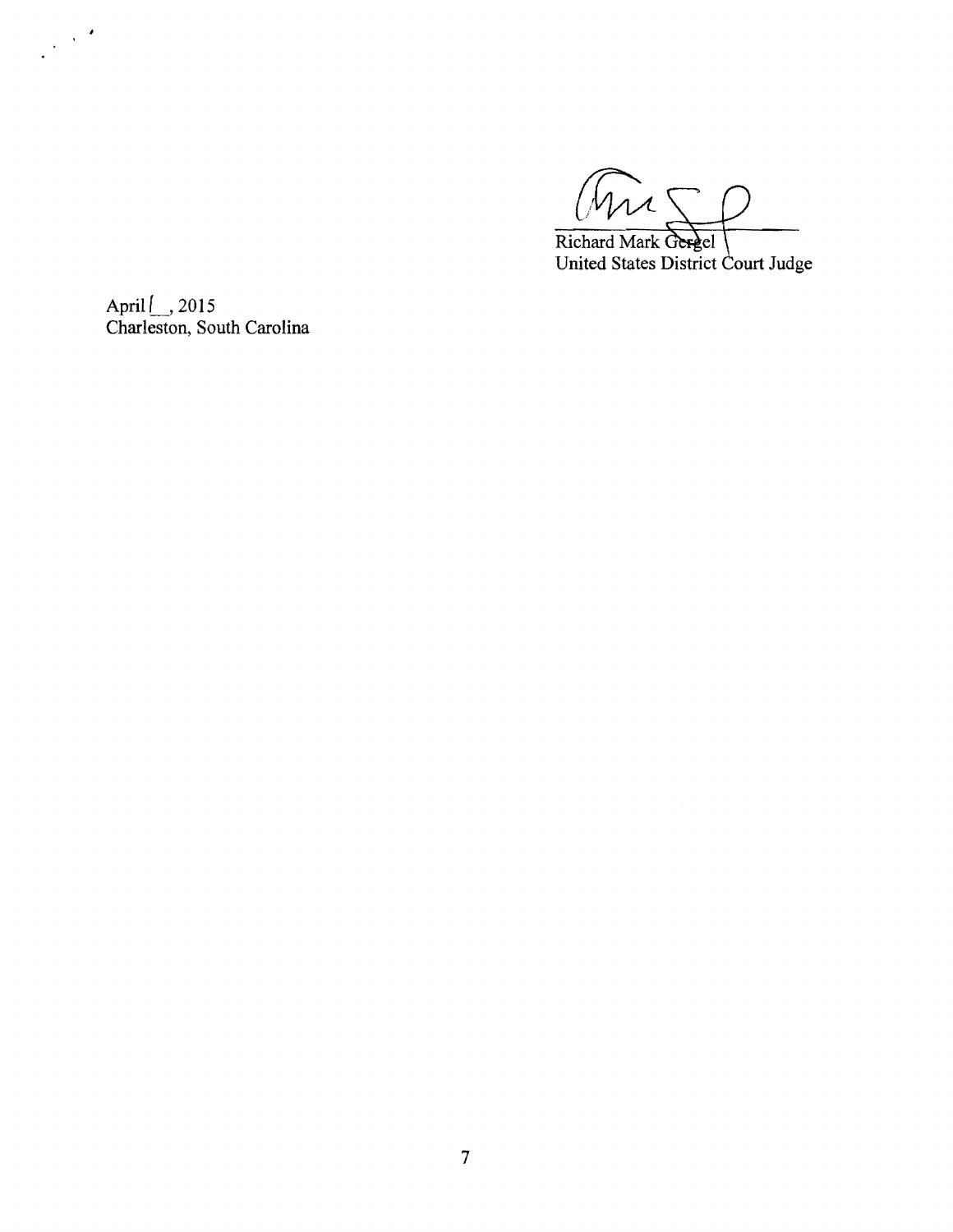Richard Mark Gergel
United States District Court Judge

April [1], 2015
Charleston, South Carolina